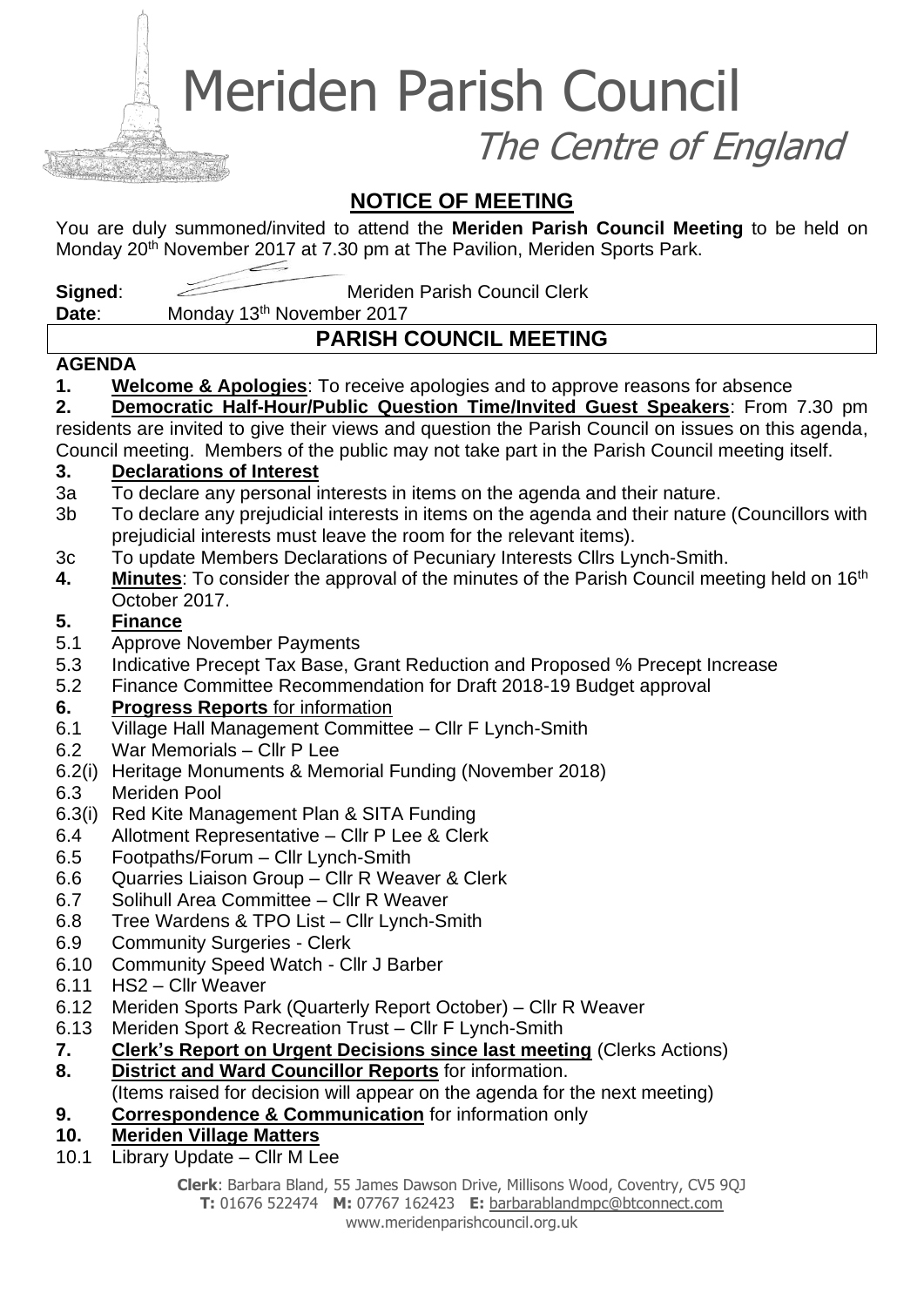# Meriden Parish Council

*The Centre of England*

## NOTICE OF MEETING

You are duly summoned/invited to attend the **Meriden Parish Council Meeting** to be held on Monday 20th November 2017 at 7.30 pm at The Pavilion, Meriden Sports Park.

**Signed**: Meriden Parish Council Clerk

**Date**: Monday 13th November 2017

## PARISH COUNCIL MEETING

**AGENDA**

**1. Welcome & Apologies**: To receive apologies and to approve reasons for absence

**2. Democratic Half-Hour/Public Question Time/Invited Guest Speakers**: From 7.30 pm residents are invited to give their views and question the Parish Council on issues on this agenda, Council meeting. Members of the public may not take part in the Parish Council meeting itself.

**3. Declarations of Interest**

3a To declare any personal interests in items on the agenda and their nature.

3b To declare any prejudicial interests in items on the agenda and their nature (Councillors with prejudicial interests must leave the room for the relevant items).

3c To update Members Declarations of Pecuniary Interests Cllrs Lynch-Smith.

**4. Minutes**: To consider the approval of the minutes of the Parish Council meeting held on 16th October 2017.

**5. Finance**

5.1 Approve November Payments

5.3 Indicative Precept Tax Base, Grant Reduction and Proposed % Precept Increase

5.2 Finance Committee Recommendation for Draft 2018-19 Budget approval

**6. Progress Reports** for information

6.1 Village Hall Management Committee – Cllr F Lynch-Smith

6.2 War Memorials – Cllr P Lee

6.2(i) Heritage Monuments & Memorial Funding (November 2018)

6.3 Meriden Pool

6.3(i) Red Kite Management Plan & SITA Funding

6.4 Allotment Representative – Cllr P Lee & Clerk

6.5 Footpaths/Forum – Cllr Lynch-Smith

6.6 Quarries Liaison Group – Cllr R Weaver & Clerk

6.7 Solihull Area Committee – Cllr R Weaver

6.8 Tree Wardens & TPO List – Cllr Lynch-Smith

6.9 Community Surgeries - Clerk

6.10 Community Speed Watch - Cllr J Barber

6.11 HS2 – Cllr Weaver

6.12 Meriden Sports Park (Quarterly Report October) – Cllr R Weaver

6.13 Meriden Sport & Recreation Trust – Cllr F Lynch-Smith

**7. Clerk's Report on Urgent Decisions since last meeting** (Clerks Actions)

**8. District and Ward Councillor Reports** for information.
(Items raised for decision will appear on the agenda for the next meeting)

**9. Correspondence & Communication** for information only

**10. Meriden Village Matters**

10.1 Library Update – Cllr M Lee

**Clerk**: Barbara Bland, 55 James Dawson Drive, Millisons Wood, Coventry, CV5 9QJ
**T:** 01676 522474 **M:** 07767 162423 **E:** barbarablandmpc@btconnect.com
www.meridenparishcouncil.org.uk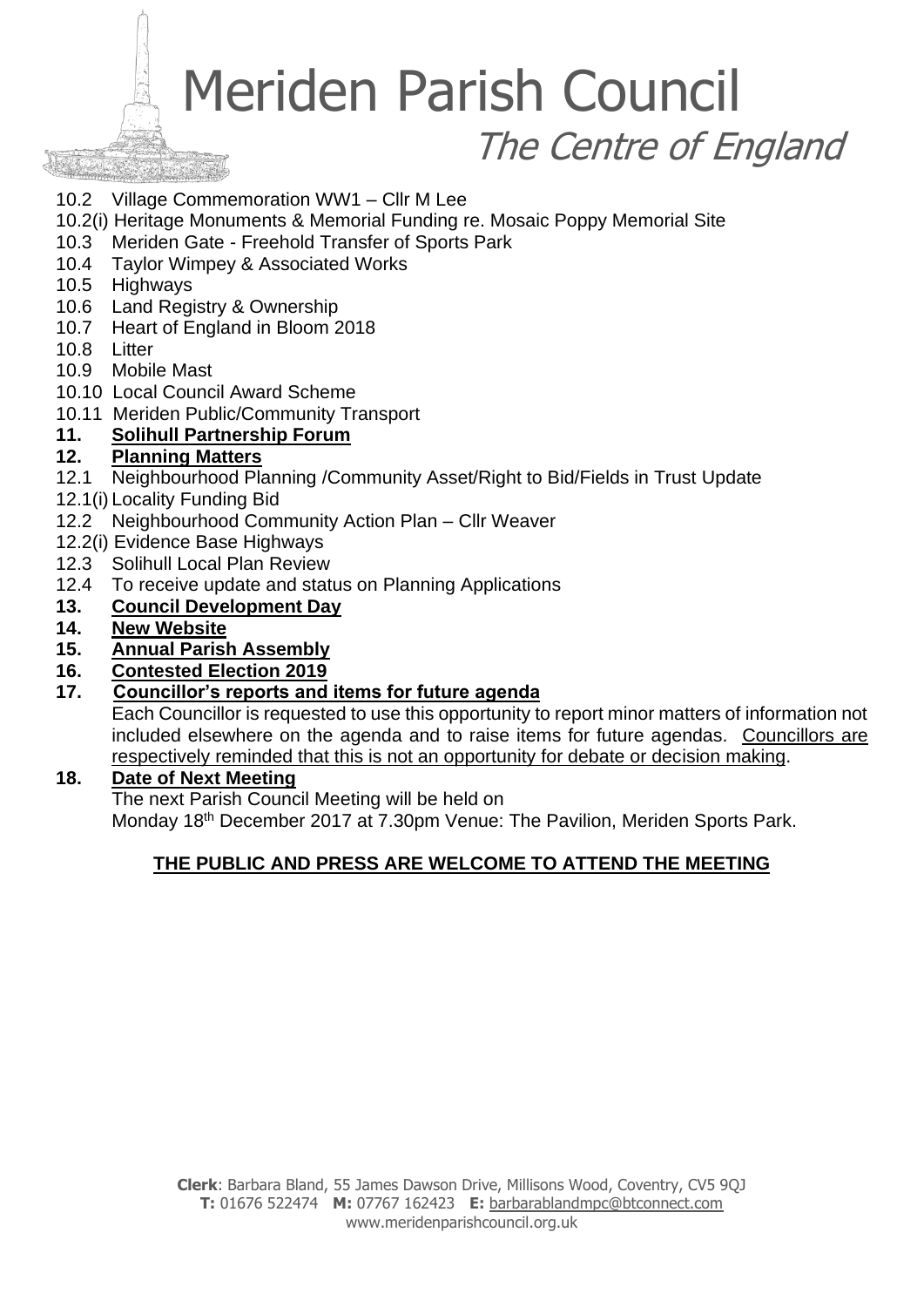# Meriden Parish Council

*The Centre of England*

10.2 Village Commemoration WW1 – Cllr M Lee

10.2(i) Heritage Monuments & Memorial Funding re. Mosaic Poppy Memorial Site

10.3 Meriden Gate - Freehold Transfer of Sports Park

10.4 Taylor Wimpey & Associated Works

10.5 Highways

10.6 Land Registry & Ownership

10.7 Heart of England in Bloom 2018

10.8 Litter

10.9 Mobile Mast

10.10 Local Council Award Scheme

10.11 Meriden Public/Community Transport

**11. Solihull Partnership Forum**

**12. Planning Matters**

12.1 Neighbourhood Planning /Community Asset/Right to Bid/Fields in Trust Update

12.1(i) Locality Funding Bid

12.2 Neighbourhood Community Action Plan – Cllr Weaver

12.2(i) Evidence Base Highways

12.3 Solihull Local Plan Review

12.4 To receive update and status on Planning Applications

**13. Council Development Day**

**14. New Website**

**15. Annual Parish Assembly**

**16. Contested Election 2019**

**17. Councillor's reports and items for future agenda**

Each Councillor is requested to use this opportunity to report minor matters of information not included elsewhere on the agenda and to raise items for future agendas. Councillors are respectively reminded that this is not an opportunity for debate or decision making.

**18. Date of Next Meeting**

The next Parish Council Meeting will be held on
Monday 18th December 2017 at 7.30pm Venue: The Pavilion, Meriden Sports Park.

**THE PUBLIC AND PRESS ARE WELCOME TO ATTEND THE MEETING**

**Clerk**: Barbara Bland, 55 James Dawson Drive, Millisons Wood, Coventry, CV5 9QJ
**T:** 01676 522474 **M:** 07767 162423 **E:** barbarablandmpc@btconnect.com
www.meridenparishcouncil.org.uk